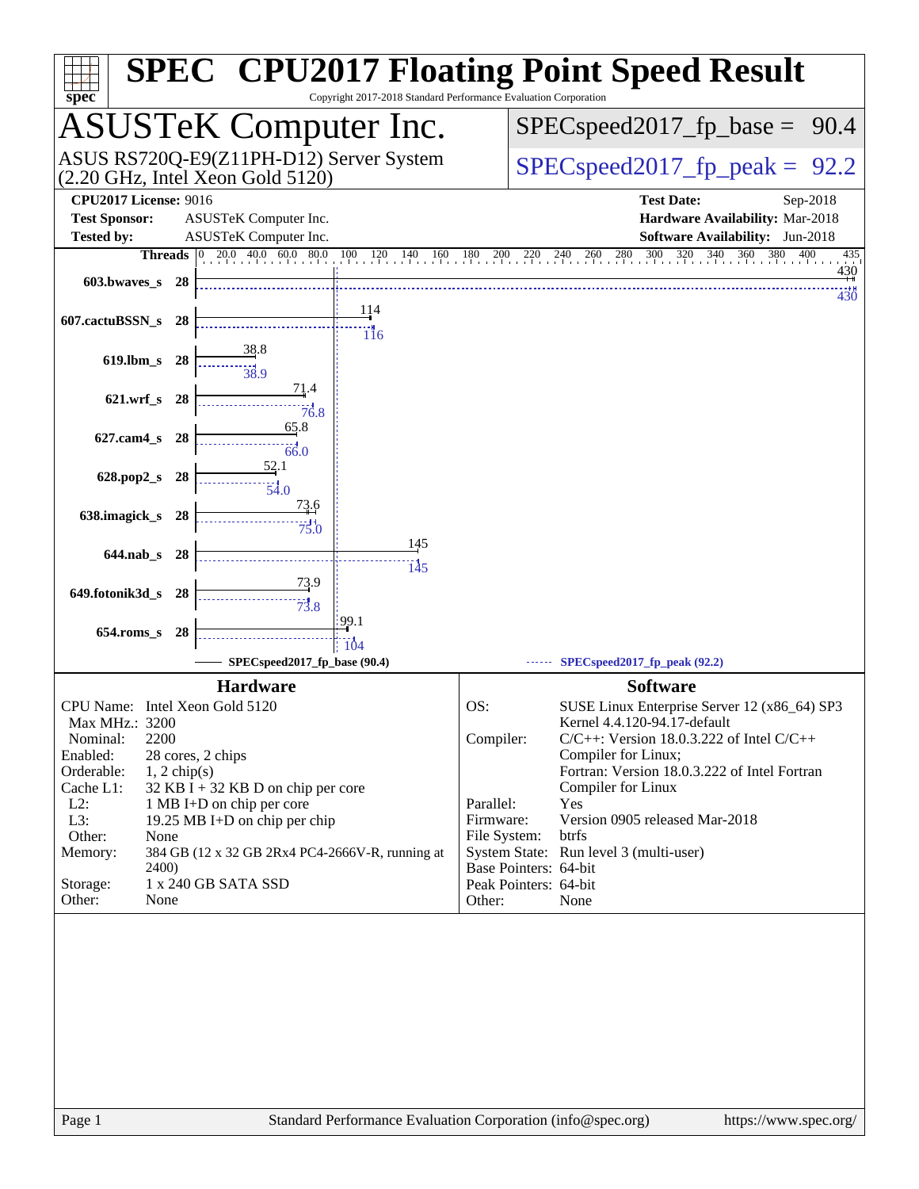# SPEC CPU2017 Floating Point Speed Result

Copyright 2017-2018 Standard Performance Evaluation Corporation

## ASUSTeK Computer Inc.

ASUS RS720Q-E9(Z11PH-D12) Server System (2.20 GHz, Intel Xeon Gold 5120)

SPECspeed2017_fp_base = 90.4

SPECspeed2017_fp_peak = 92.2

**CPU2017 License:** 9016
**Test Sponsor:** ASUSTeK Computer Inc.
**Tested by:** ASUSTeK Computer Inc.

**Test Date:** Sep-2018
**Hardware Availability:** Mar-2018
**Software Availability:** Jun-2018

| Benchmark | Threads | Base | Peak |
|---|---|---|---|
| 603.bwaves_s | 28 | 430 | 430 |
| 607.cactuBSSN_s | 28 | 114 | 116 |
| 619.lbm_s | 28 | 38.8 | 38.9 |
| 621.wrf_s | 28 | 71.4 | 76.8 |
| 627.cam4_s | 28 | 65.8 | 66.0 |
| 628.pop2_s | 28 | 52.1 | 54.0 |
| 638.imagick_s | 28 | 73.6 | 75.0 |
| 644.nab_s | 28 | 145 | 145 |
| 649.fotonik3d_s | 28 | 73.9 | 73.8 |
| 654.roms_s | 28 | 99.1 | 104 |

SPECspeed2017_fp_base (90.4) — SPECspeed2017_fp_peak (92.2)

## Hardware

| | |
|---|---|
| CPU Name: | Intel Xeon Gold 5120 |
| Max MHz.: | 3200 |
| Nominal: | 2200 |
| Enabled: | 28 cores, 2 chips |
| Orderable: | 1, 2 chip(s) |
| Cache L1: | 32 KB I + 32 KB D on chip per core |
| L2: | 1 MB I+D on chip per core |
| L3: | 19.25 MB I+D on chip per chip |
| Other: | None |
| Memory: | 384 GB (12 x 32 GB 2Rx4 PC4-2666V-R, running at 2400) |
| Storage: | 1 x 240 GB SATA SSD |
| Other: | None |

## Software

| | |
|---|---|
| OS: | SUSE Linux Enterprise Server 12 (x86_64) SP3 Kernel 4.4.120-94.17-default |
| Compiler: | C/C++: Version 18.0.3.222 of Intel C/C++ Compiler for Linux; Fortran: Version 18.0.3.222 of Intel Fortran Compiler for Linux |
| Parallel: | Yes |
| Firmware: | Version 0905 released Mar-2018 |
| File System: | btrfs |
| System State: | Run level 3 (multi-user) |
| Base Pointers: | 64-bit |
| Peak Pointers: | 64-bit |
| Other: | None |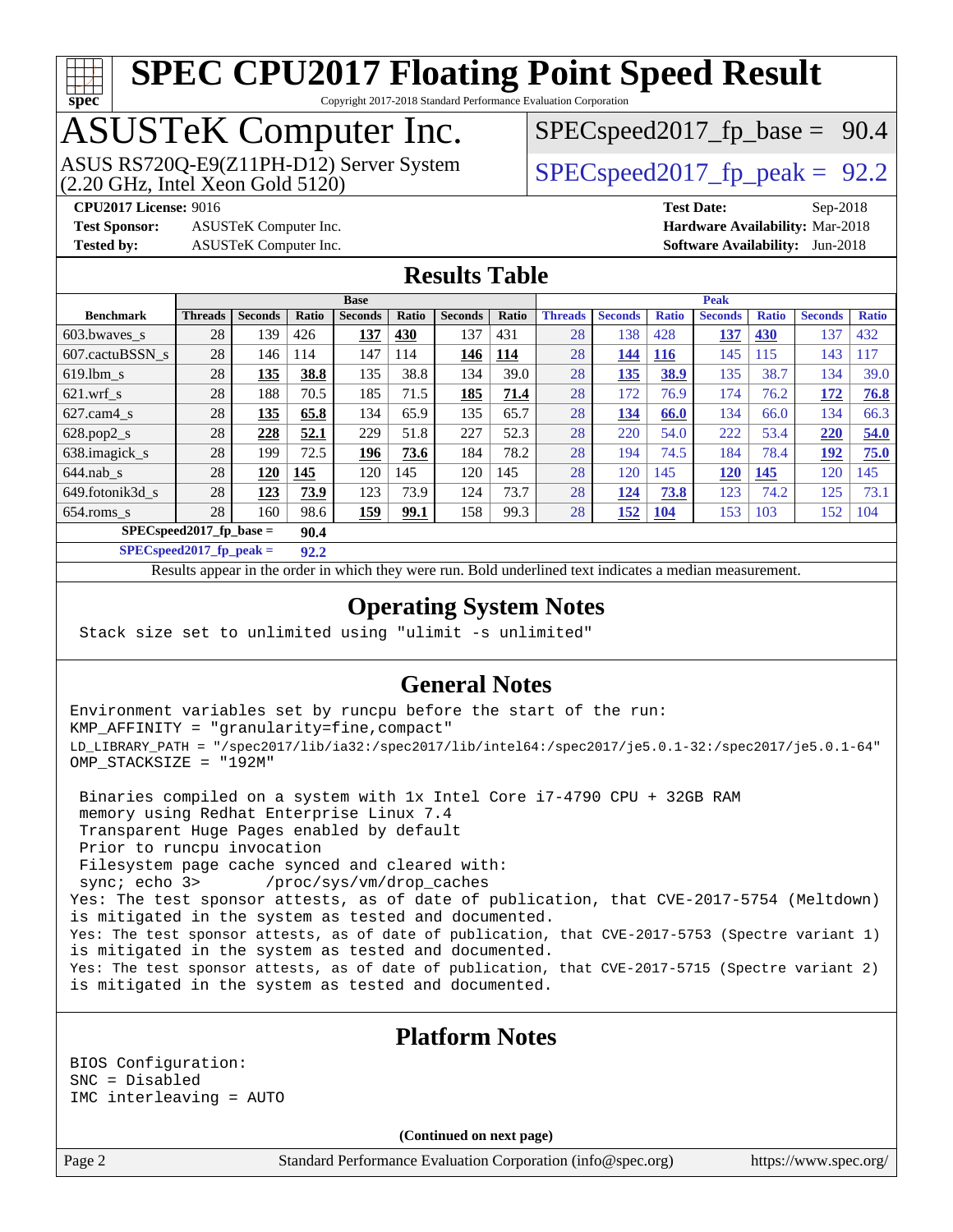# SPEC CPU2017 Floating Point Speed Result

Copyright 2017-2018 Standard Performance Evaluation Corporation

## ASUSTeK Computer Inc.

ASUS RS720Q-E9(Z11PH-D12) Server System
(2.20 GHz, Intel Xeon Gold 5120)

SPECspeed2017_fp_base = 90.4

SPECspeed2017_fp_peak = 92.2

**CPU2017 License:** 9016
**Test Sponsor:** ASUSTeK Computer Inc.
**Tested by:** ASUSTeK Computer Inc.

**Test Date:** Sep-2018
**Hardware Availability:** Mar-2018
**Software Availability:** Jun-2018

## Results Table

| | Base | | | | | | | Peak | | | | | | |
|---|---|---|---|---|---|---|---|---|---|---|---|---|---|---|
| **Benchmark** | **Threads** | **Seconds** | **Ratio** | **Seconds** | **Ratio** | **Seconds** | **Ratio** | **Threads** | **Seconds** | **Ratio** | **Seconds** | **Ratio** | **Seconds** | **Ratio** |
| 603.bwaves_s | 28 | 139 | 426 | **137** | **430** | 137 | 431 | 28 | 138 | 428 | **137** | **430** | 137 | 432 |
| 607.cactuBSSN_s | 28 | 146 | 114 | 147 | 114 | **146** | **114** | 28 | **144** | **116** | 145 | 115 | 143 | 117 |
| 619.lbm_s | 28 | **135** | **38.8** | 135 | 38.8 | 134 | 39.0 | 28 | **135** | **38.9** | 135 | 38.7 | 134 | 39.0 |
| 621.wrf_s | 28 | 188 | 70.5 | 185 | 71.5 | **185** | **71.4** | 28 | 172 | 76.9 | 174 | 76.2 | **172** | **76.8** |
| 627.cam4_s | 28 | **135** | **65.8** | 134 | 65.9 | 135 | 65.7 | 28 | **134** | **66.0** | 134 | 66.0 | 134 | 66.3 |
| 628.pop2_s | 28 | **228** | **52.1** | 229 | 51.8 | 227 | 52.3 | 28 | 220 | 54.0 | 222 | 53.4 | **220** | **54.0** |
| 638.imagick_s | 28 | 199 | 72.5 | **196** | **73.6** | 184 | 78.2 | 28 | 194 | 74.5 | 184 | 78.4 | **192** | **75.0** |
| 644.nab_s | 28 | **120** | **145** | 120 | 145 | 120 | 145 | 28 | 120 | 145 | **120** | **145** | 120 | 145 |
| 649.fotonik3d_s | 28 | **123** | **73.9** | 123 | 73.9 | 124 | 73.7 | 28 | **124** | **73.8** | 123 | 74.2 | 125 | 73.1 |
| 654.roms_s | 28 | 160 | 98.6 | **159** | **99.1** | 158 | 99.3 | 28 | **152** | **104** | 153 | 103 | 152 | 104 |

**SPECspeed2017_fp_base = 90.4**

**SPECspeed2017_fp_peak = 92.2**

Results appear in the order in which they were run. Bold underlined text indicates a median measurement.

## Operating System Notes

```
Stack size set to unlimited using "ulimit -s unlimited"
```

## General Notes

```
Environment variables set by runcpu before the start of the run:
KMP_AFFINITY = "granularity=fine,compact"
LD_LIBRARY_PATH = "/spec2017/lib/ia32:/spec2017/lib/intel64:/spec2017/je5.0.1-32:/spec2017/je5.0.1-64"
OMP_STACKSIZE = "192M"

 Binaries compiled on a system with 1x Intel Core i7-4790 CPU + 32GB RAM
 memory using Redhat Enterprise Linux 7.4
 Transparent Huge Pages enabled by default
 Prior to runcpu invocation
 Filesystem page cache synced and cleared with:
 sync; echo 3>       /proc/sys/vm/drop_caches
Yes: The test sponsor attests, as of date of publication, that CVE-2017-5754 (Meltdown)
is mitigated in the system as tested and documented.
Yes: The test sponsor attests, as of date of publication, that CVE-2017-5753 (Spectre variant 1)
is mitigated in the system as tested and documented.
Yes: The test sponsor attests, as of date of publication, that CVE-2017-5715 (Spectre variant 2)
is mitigated in the system as tested and documented.
```

## Platform Notes

```
BIOS Configuration:
SNC = Disabled
IMC interleaving = AUTO
```

**(Continued on next page)**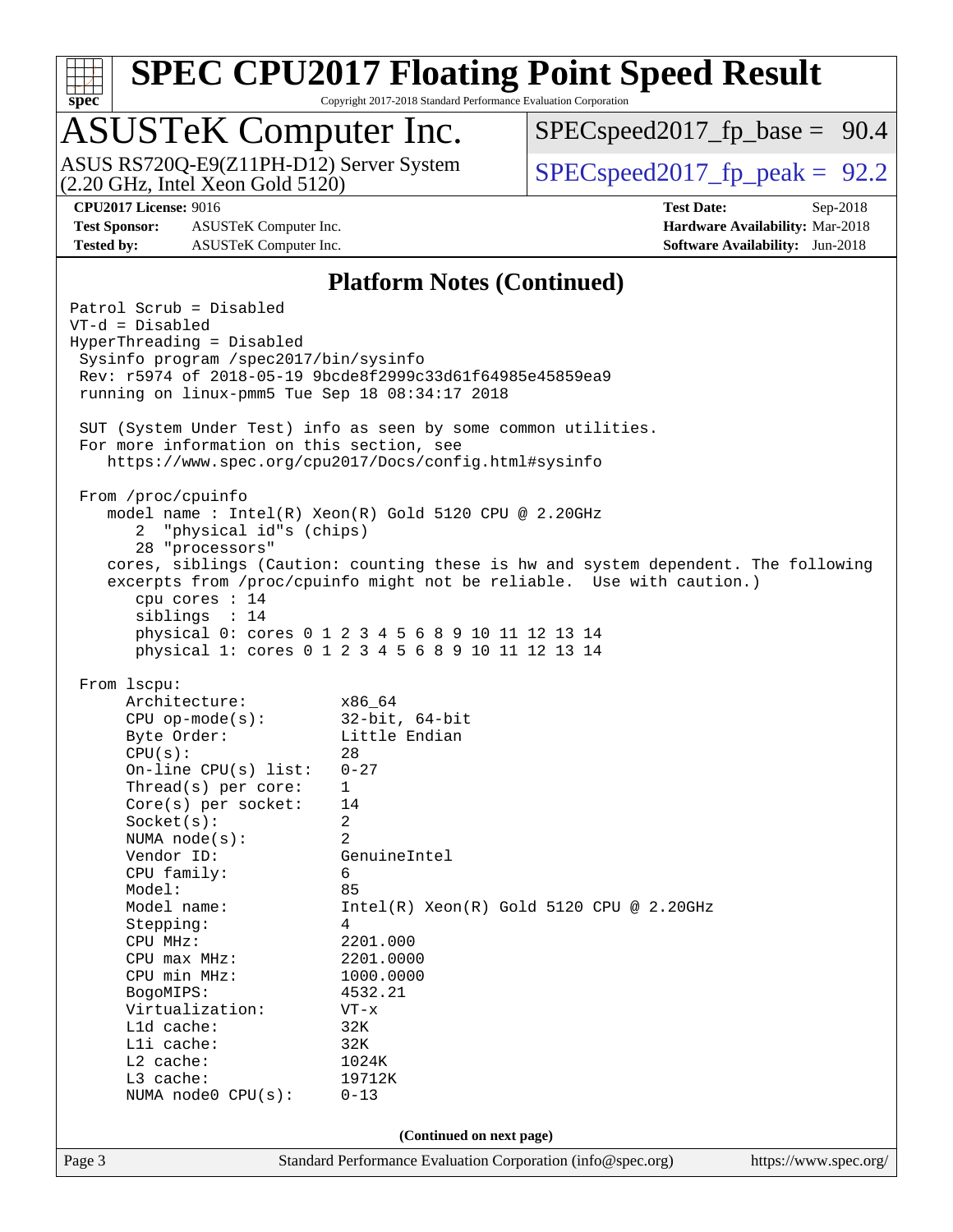# SPEC CPU2017 Floating Point Speed Result

Copyright 2017-2018 Standard Performance Evaluation Corporation

## ASUSTeK Computer Inc.

ASUS RS720Q-E9(Z11PH-D12) Server System
(2.20 GHz, Intel Xeon Gold 5120)

SPECspeed2017_fp_base = 90.4

SPECspeed2017_fp_peak = 92.2

**CPU2017 License:** 9016
**Test Sponsor:** ASUSTeK Computer Inc.
**Tested by:** ASUSTeK Computer Inc.

**Test Date:** Sep-2018
**Hardware Availability:** Mar-2018
**Software Availability:** Jun-2018

### Platform Notes (Continued)

```
Patrol Scrub = Disabled
VT-d = Disabled
HyperThreading = Disabled
 Sysinfo program /spec2017/bin/sysinfo
 Rev: r5974 of 2018-05-19 9bcde8f2999c33d61f64985e45859ea9
 running on linux-pmm5 Tue Sep 18 08:34:17 2018

 SUT (System Under Test) info as seen by some common utilities.
 For more information on this section, see
    https://www.spec.org/cpu2017/Docs/config.html#sysinfo

 From /proc/cpuinfo
    model name : Intel(R) Xeon(R) Gold 5120 CPU @ 2.20GHz
       2  "physical id"s (chips)
       28 "processors"
    cores, siblings (Caution: counting these is hw and system dependent. The following
    excerpts from /proc/cpuinfo might not be reliable.  Use with caution.)
       cpu cores : 14
       siblings  : 14
       physical 0: cores 0 1 2 3 4 5 6 8 9 10 11 12 13 14
       physical 1: cores 0 1 2 3 4 5 6 8 9 10 11 12 13 14

 From lscpu:
      Architecture:          x86_64
      CPU op-mode(s):        32-bit, 64-bit
      Byte Order:            Little Endian
      CPU(s):                28
      On-line CPU(s) list:   0-27
      Thread(s) per core:    1
      Core(s) per socket:    14
      Socket(s):             2
      NUMA node(s):          2
      Vendor ID:             GenuineIntel
      CPU family:            6
      Model:                 85
      Model name:            Intel(R) Xeon(R) Gold 5120 CPU @ 2.20GHz
      Stepping:              4
      CPU MHz:               2201.000
      CPU max MHz:           2201.0000
      CPU min MHz:           1000.0000
      BogoMIPS:              4532.21
      Virtualization:        VT-x
      L1d cache:             32K
      L1i cache:             32K
      L2 cache:              1024K
      L3 cache:              19712K
      NUMA node0 CPU(s):     0-13
```

(Continued on next page)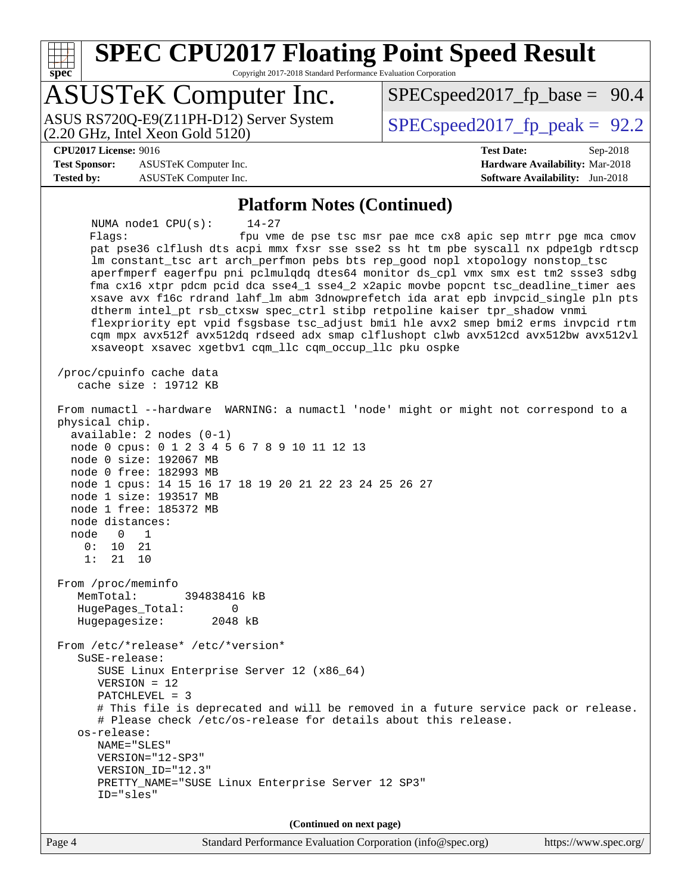# SPEC CPU2017 Floating Point Speed Result

Copyright 2017-2018 Standard Performance Evaluation Corporation

## ASUSTeK Computer Inc.

ASUS RS720Q-E9(Z11PH-D12) Server System (2.20 GHz, Intel Xeon Gold 5120)

SPECspeed2017_fp_base = 90.4

SPECspeed2017_fp_peak = 92.2

**CPU2017 License:** 9016
**Test Sponsor:** ASUSTeK Computer Inc.
**Tested by:** ASUSTeK Computer Inc.

**Test Date:** Sep-2018
**Hardware Availability:** Mar-2018
**Software Availability:** Jun-2018

### Platform Notes (Continued)

```
     NUMA node1 CPU(s):     14-27
     Flags:                 fpu vme de pse tsc msr pae mce cx8 apic sep mtrr pge mca cmov
     pat pse36 clflush dts acpi mmx fxsr sse sse2 ss ht tm pbe syscall nx pdpe1gb rdtscp
     lm constant_tsc art arch_perfmon pebs bts rep_good nopl xtopology nonstop_tsc
     aperfmperf eagerfpu pni pclmulqdq dtes64 monitor ds_cpl vmx smx est tm2 ssse3 sdbg
     fma cx16 xtpr pdcm pcid dca sse4_1 sse4_2 x2apic movbe popcnt tsc_deadline_timer aes
     xsave avx f16c rdrand lahf_lm abm 3dnowprefetch ida arat epb invpcid_single pln pts
     dtherm intel_pt rsb_ctxsw spec_ctrl stibp retpoline kaiser tpr_shadow vnmi
     flexpriority ept vpid fsgsbase tsc_adjust bmi1 hle avx2 smep bmi2 erms invpcid rtm
     cqm mpx avx512f avx512dq rdseed adx smap clflushopt clwb avx512cd avx512bw avx512vl
     xsaveopt xsavec xgetbv1 cqm_llc cqm_occup_llc pku ospke

 /proc/cpuinfo cache data
    cache size : 19712 KB

 From numactl --hardware  WARNING: a numactl 'node' might or might not correspond to a
 physical chip.
   available: 2 nodes (0-1)
   node 0 cpus: 0 1 2 3 4 5 6 7 8 9 10 11 12 13
   node 0 size: 192067 MB
   node 0 free: 182993 MB
   node 1 cpus: 14 15 16 17 18 19 20 21 22 23 24 25 26 27
   node 1 size: 193517 MB
   node 1 free: 185372 MB
   node distances:
   node   0   1
     0:  10  21
     1:  21  10

 From /proc/meminfo
    MemTotal:       394838416 kB
    HugePages_Total:       0
    Hugepagesize:       2048 kB

 From /etc/*release* /etc/*version*
    SuSE-release:
       SUSE Linux Enterprise Server 12 (x86_64)
       VERSION = 12
       PATCHLEVEL = 3
       # This file is deprecated and will be removed in a future service pack or release.
       # Please check /etc/os-release for details about this release.
    os-release:
       NAME="SLES"
       VERSION="12-SP3"
       VERSION_ID="12.3"
       PRETTY_NAME="SUSE Linux Enterprise Server 12 SP3"
       ID="sles"
```

(Continued on next page)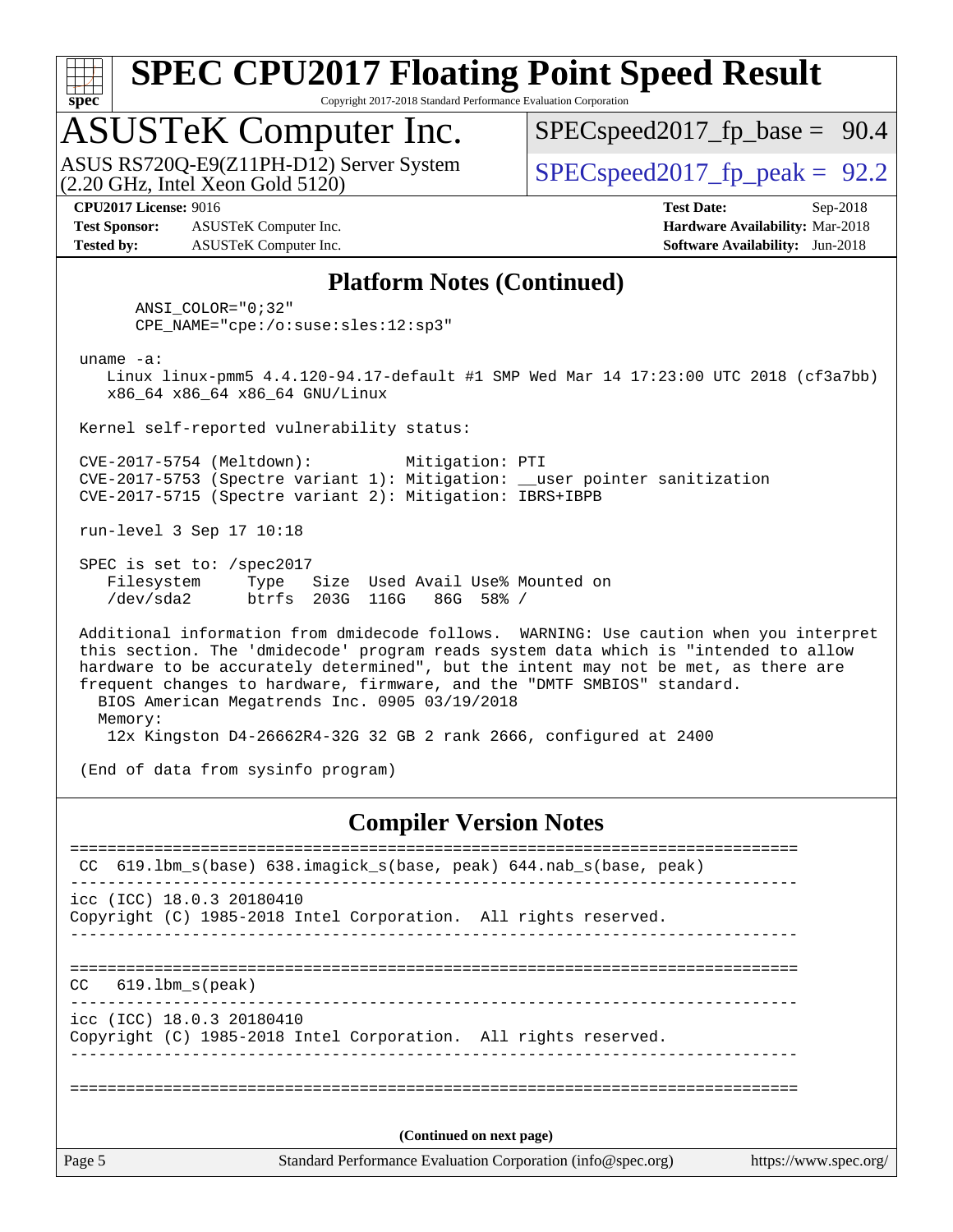## Platform Notes (Continued)

```
       ANSI_COLOR="0;32"
       CPE_NAME="cpe:/o:suse:sles:12:sp3"

 uname -a:
    Linux linux-pmm5 4.4.120-94.17-default #1 SMP Wed Mar 14 17:23:00 UTC 2018 (cf3a7bb)
    x86_64 x86_64 x86_64 GNU/Linux

 Kernel self-reported vulnerability status:

 CVE-2017-5754 (Meltdown):          Mitigation: PTI
 CVE-2017-5753 (Spectre variant 1): Mitigation: __user pointer sanitization
 CVE-2017-5715 (Spectre variant 2): Mitigation: IBRS+IBPB

 run-level 3 Sep 17 10:18

 SPEC is set to: /spec2017
    Filesystem     Type   Size  Used Avail Use% Mounted on
    /dev/sda2      btrfs  203G  116G   86G  58% /

 Additional information from dmidecode follows.  WARNING: Use caution when you interpret
 this section. The 'dmidecode' program reads system data which is "intended to allow
 hardware to be accurately determined", but the intent may not be met, as there are
 frequent changes to hardware, firmware, and the "DMTF SMBIOS" standard.
   BIOS American Megatrends Inc. 0905 03/19/2018
   Memory:
    12x Kingston D4-26662R4-32G 32 GB 2 rank 2666, configured at 2400

 (End of data from sysinfo program)
```

## Compiler Version Notes

```
==============================================================================
 CC  619.lbm_s(base) 638.imagick_s(base, peak) 644.nab_s(base, peak)
------------------------------------------------------------------------------
icc (ICC) 18.0.3 20180410
Copyright (C) 1985-2018 Intel Corporation.  All rights reserved.
------------------------------------------------------------------------------

==============================================================================
CC   619.lbm_s(peak)
------------------------------------------------------------------------------
icc (ICC) 18.0.3 20180410
Copyright (C) 1985-2018 Intel Corporation.  All rights reserved.
------------------------------------------------------------------------------

==============================================================================
```

(Continued on next page)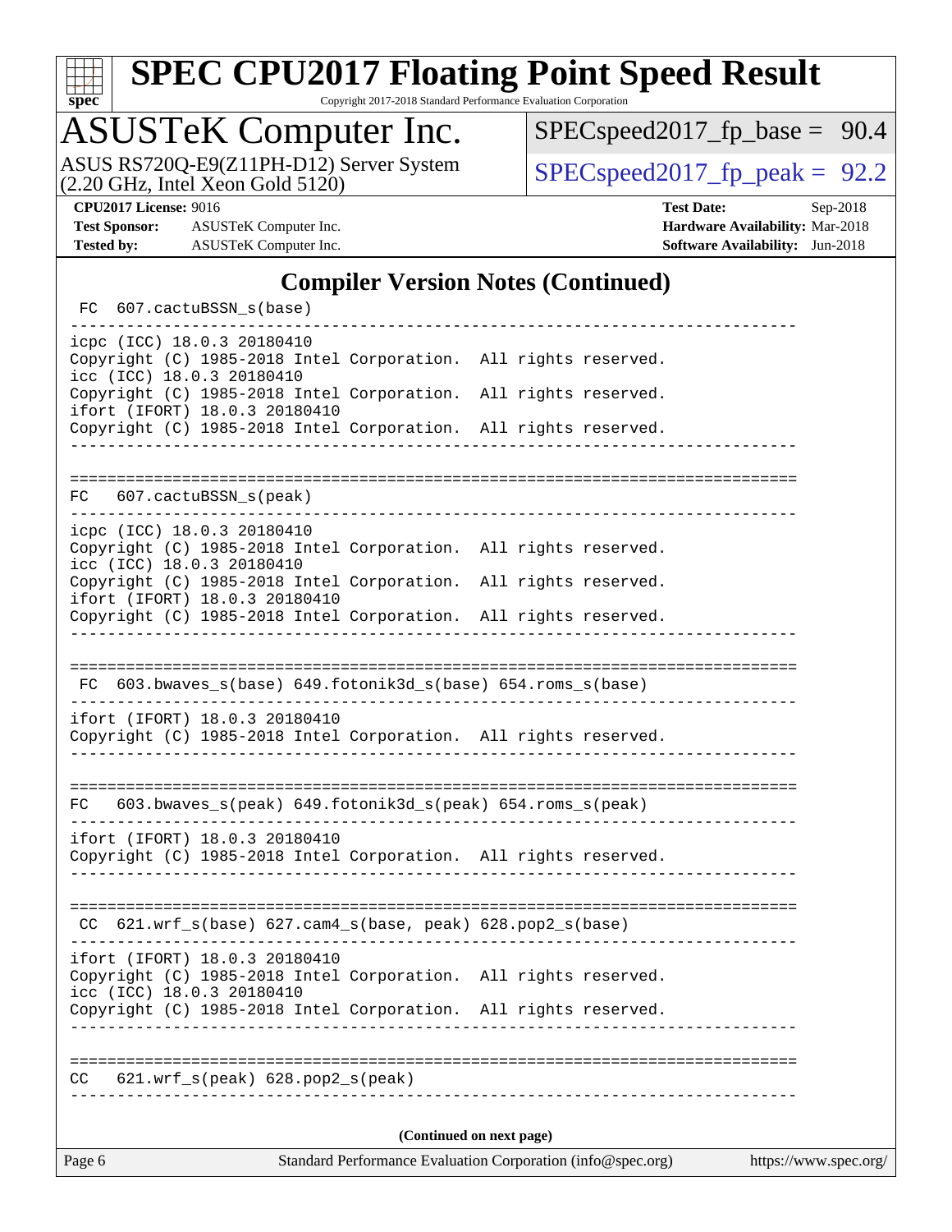# SPEC CPU2017 Floating Point Speed Result

Copyright 2017-2018 Standard Performance Evaluation Corporation

## ASUSTeK Computer Inc.

ASUS RS720Q-E9(Z11PH-D12) Server System
(2.20 GHz, Intel Xeon Gold 5120)

SPECspeed2017_fp_base = 90.4

SPECspeed2017_fp_peak = 92.2

**CPU2017 License:** 9016
**Test Sponsor:** ASUSTeK Computer Inc.
**Tested by:** ASUSTeK Computer Inc.

**Test Date:** Sep-2018
**Hardware Availability:** Mar-2018
**Software Availability:** Jun-2018

### Compiler Version Notes (Continued)

```
 FC  607.cactuBSSN_s(base)
------------------------------------------------------------------------------
icpc (ICC) 18.0.3 20180410
Copyright (C) 1985-2018 Intel Corporation.  All rights reserved.
icc (ICC) 18.0.3 20180410
Copyright (C) 1985-2018 Intel Corporation.  All rights reserved.
ifort (IFORT) 18.0.3 20180410
Copyright (C) 1985-2018 Intel Corporation.  All rights reserved.
------------------------------------------------------------------------------

==============================================================================
FC   607.cactuBSSN_s(peak)
------------------------------------------------------------------------------
icpc (ICC) 18.0.3 20180410
Copyright (C) 1985-2018 Intel Corporation.  All rights reserved.
icc (ICC) 18.0.3 20180410
Copyright (C) 1985-2018 Intel Corporation.  All rights reserved.
ifort (IFORT) 18.0.3 20180410
Copyright (C) 1985-2018 Intel Corporation.  All rights reserved.
------------------------------------------------------------------------------

==============================================================================
 FC  603.bwaves_s(base) 649.fotonik3d_s(base) 654.roms_s(base)
------------------------------------------------------------------------------
ifort (IFORT) 18.0.3 20180410
Copyright (C) 1985-2018 Intel Corporation.  All rights reserved.
------------------------------------------------------------------------------

==============================================================================
FC   603.bwaves_s(peak) 649.fotonik3d_s(peak) 654.roms_s(peak)
------------------------------------------------------------------------------
ifort (IFORT) 18.0.3 20180410
Copyright (C) 1985-2018 Intel Corporation.  All rights reserved.
------------------------------------------------------------------------------

==============================================================================
 CC  621.wrf_s(base) 627.cam4_s(base, peak) 628.pop2_s(base)
------------------------------------------------------------------------------
ifort (IFORT) 18.0.3 20180410
Copyright (C) 1985-2018 Intel Corporation.  All rights reserved.
icc (ICC) 18.0.3 20180410
Copyright (C) 1985-2018 Intel Corporation.  All rights reserved.
------------------------------------------------------------------------------

==============================================================================
CC   621.wrf_s(peak) 628.pop2_s(peak)
------------------------------------------------------------------------------
```

(Continued on next page)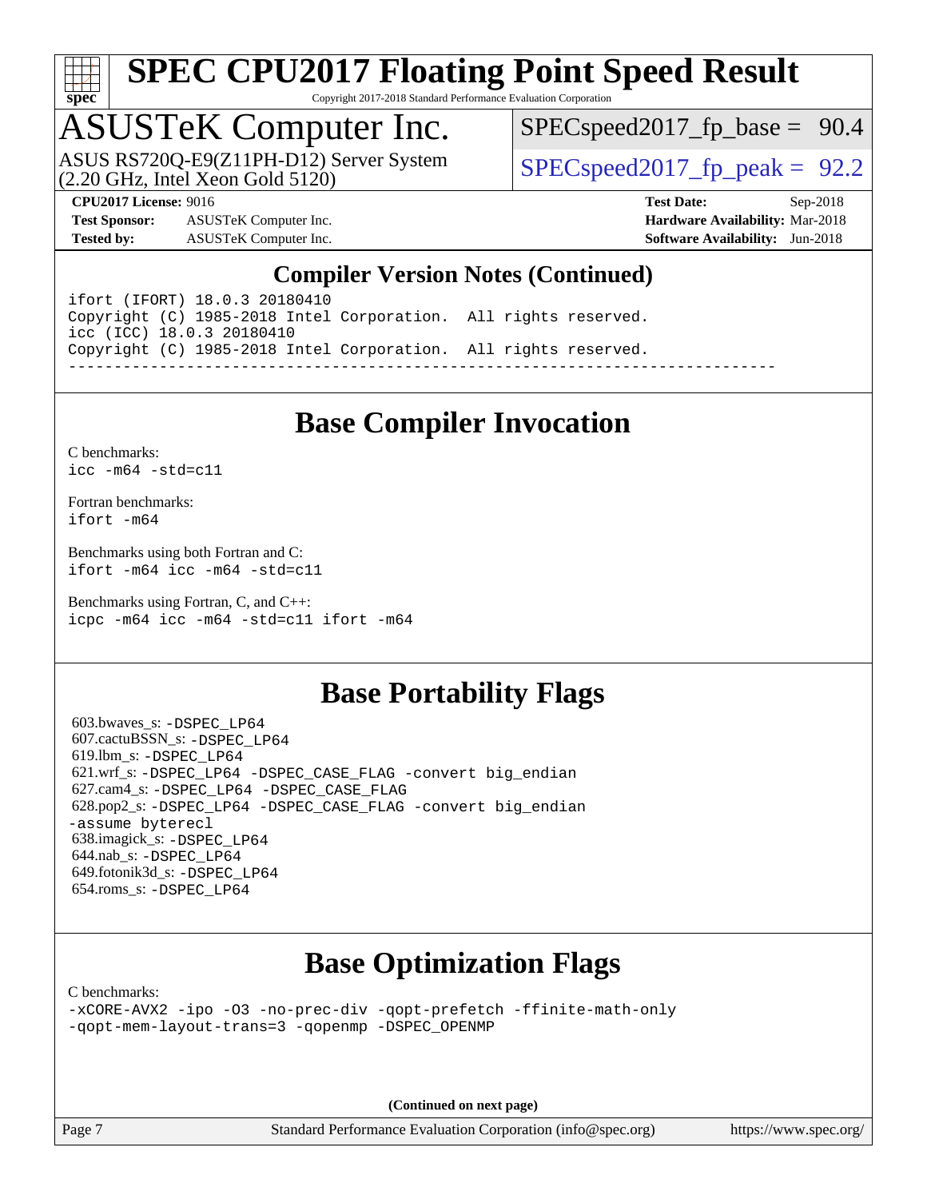## Compiler Version Notes (Continued)

```
ifort (IFORT) 18.0.3 20180410
Copyright (C) 1985-2018 Intel Corporation.  All rights reserved.
icc (ICC) 18.0.3 20180410
Copyright (C) 1985-2018 Intel Corporation.  All rights reserved.
------------------------------------------------------------------------------
```

## Base Compiler Invocation

C benchmarks:
`icc -m64 -std=c11`

Fortran benchmarks:
`ifort -m64`

Benchmarks using both Fortran and C:
`ifort -m64 icc -m64 -std=c11`

Benchmarks using Fortran, C, and C++:
`icpc -m64 icc -m64 -std=c11 ifort -m64`

## Base Portability Flags

603.bwaves_s: `-DSPEC_LP64`
607.cactuBSSN_s: `-DSPEC_LP64`
619.lbm_s: `-DSPEC_LP64`
621.wrf_s: `-DSPEC_LP64 -DSPEC_CASE_FLAG -convert big_endian`
627.cam4_s: `-DSPEC_LP64 -DSPEC_CASE_FLAG`
628.pop2_s: `-DSPEC_LP64 -DSPEC_CASE_FLAG -convert big_endian -assume byterecl`
638.imagick_s: `-DSPEC_LP64`
644.nab_s: `-DSPEC_LP64`
649.fotonik3d_s: `-DSPEC_LP64`
654.roms_s: `-DSPEC_LP64`

## Base Optimization Flags

C benchmarks:
`-xCORE-AVX2 -ipo -O3 -no-prec-div -qopt-prefetch -ffinite-math-only -qopt-mem-layout-trans=3 -qopenmp -DSPEC_OPENMP`

**(Continued on next page)**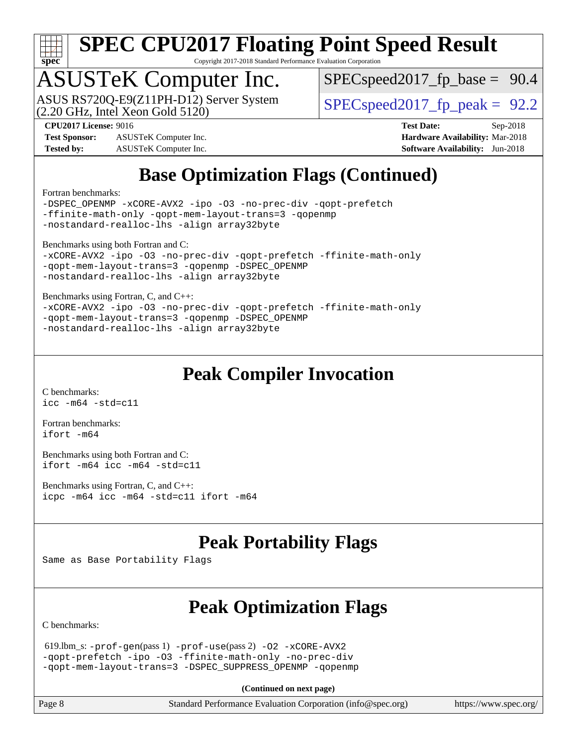# SPEC CPU2017 Floating Point Speed Result

Copyright 2017-2018 Standard Performance Evaluation Corporation

## ASUSTeK Computer Inc.

ASUS RS720Q-E9(Z11PH-D12) Server System (2.20 GHz, Intel Xeon Gold 5120)

SPECspeed2017_fp_base = 90.4

SPECspeed2017_fp_peak = 92.2

**CPU2017 License:** 9016
**Test Sponsor:** ASUSTeK Computer Inc.
**Tested by:** ASUSTeK Computer Inc.

**Test Date:** Sep-2018
**Hardware Availability:** Mar-2018
**Software Availability:** Jun-2018

## Base Optimization Flags (Continued)

Fortran benchmarks:

```
-DSPEC_OPENMP -xCORE-AVX2 -ipo -O3 -no-prec-div -qopt-prefetch
-ffinite-math-only -qopt-mem-layout-trans=3 -qopenmp
-nostandard-realloc-lhs -align array32byte
```

Benchmarks using both Fortran and C:

```
-xCORE-AVX2 -ipo -O3 -no-prec-div -qopt-prefetch -ffinite-math-only
-qopt-mem-layout-trans=3 -qopenmp -DSPEC_OPENMP
-nostandard-realloc-lhs -align array32byte
```

Benchmarks using Fortran, C, and C++:

```
-xCORE-AVX2 -ipo -O3 -no-prec-div -qopt-prefetch -ffinite-math-only
-qopt-mem-layout-trans=3 -qopenmp -DSPEC_OPENMP
-nostandard-realloc-lhs -align array32byte
```

## Peak Compiler Invocation

C benchmarks:

```
icc -m64 -std=c11
```

Fortran benchmarks:

```
ifort -m64
```

Benchmarks using both Fortran and C:

```
ifort -m64 icc -m64 -std=c11
```

Benchmarks using Fortran, C, and C++:

```
icpc -m64 icc -m64 -std=c11 ifort -m64
```

## Peak Portability Flags

Same as Base Portability Flags

## Peak Optimization Flags

C benchmarks:

619.lbm_s: `-prof-gen`(pass 1) `-prof-use`(pass 2) `-O2 -xCORE-AVX2 -qopt-prefetch -ipo -O3 -ffinite-math-only -no-prec-div -qopt-mem-layout-trans=3 -DSPEC_SUPPRESS_OPENMP -qopenmp`

**(Continued on next page)**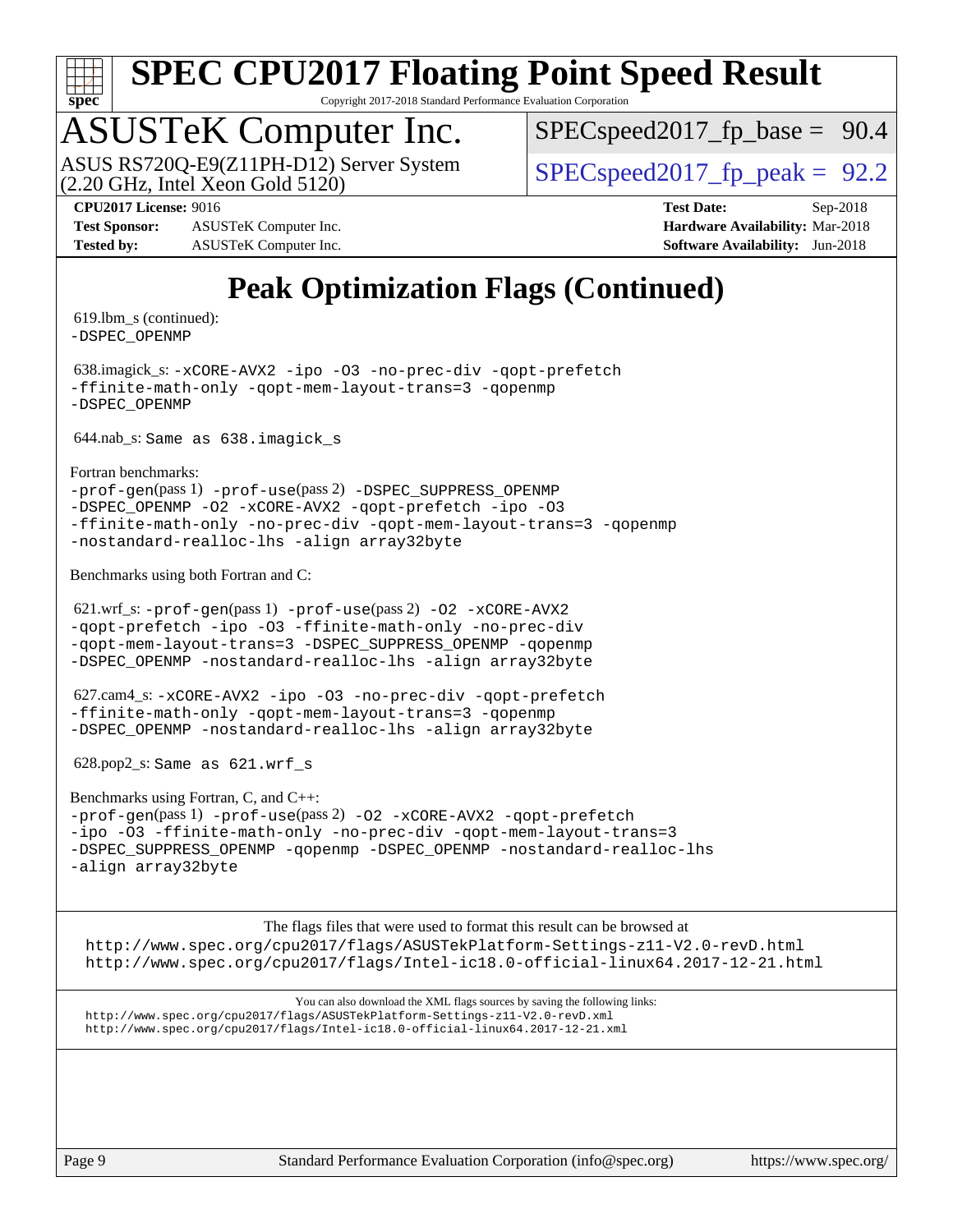# Peak Optimization Flags (Continued)

619.lbm_s (continued):
-DSPEC_OPENMP

638.imagick_s: -xCORE-AVX2 -ipo -O3 -no-prec-div -qopt-prefetch -ffinite-math-only -qopt-mem-layout-trans=3 -qopenmp -DSPEC_OPENMP

644.nab_s: Same as 638.imagick_s

Fortran benchmarks:
-prof-gen(pass 1) -prof-use(pass 2) -DSPEC_SUPPRESS_OPENMP -DSPEC_OPENMP -O2 -xCORE-AVX2 -qopt-prefetch -ipo -O3 -ffinite-math-only -no-prec-div -qopt-mem-layout-trans=3 -qopenmp -nostandard-realloc-lhs -align array32byte

Benchmarks using both Fortran and C:

621.wrf_s: -prof-gen(pass 1) -prof-use(pass 2) -O2 -xCORE-AVX2 -qopt-prefetch -ipo -O3 -ffinite-math-only -no-prec-div -qopt-mem-layout-trans=3 -DSPEC_SUPPRESS_OPENMP -qopenmp -DSPEC_OPENMP -nostandard-realloc-lhs -align array32byte

627.cam4_s: -xCORE-AVX2 -ipo -O3 -no-prec-div -qopt-prefetch -ffinite-math-only -qopt-mem-layout-trans=3 -qopenmp -DSPEC_OPENMP -nostandard-realloc-lhs -align array32byte

628.pop2_s: Same as 621.wrf_s

Benchmarks using Fortran, C, and C++:
-prof-gen(pass 1) -prof-use(pass 2) -O2 -xCORE-AVX2 -qopt-prefetch -ipo -O3 -ffinite-math-only -no-prec-div -qopt-mem-layout-trans=3 -DSPEC_SUPPRESS_OPENMP -qopenmp -DSPEC_OPENMP -nostandard-realloc-lhs -align array32byte

The flags files that were used to format this result can be browsed at
http://www.spec.org/cpu2017/flags/ASUSTekPlatform-Settings-z11-V2.0-revD.html
http://www.spec.org/cpu2017/flags/Intel-ic18.0-official-linux64.2017-12-21.html

You can also download the XML flags sources by saving the following links:
http://www.spec.org/cpu2017/flags/ASUSTekPlatform-Settings-z11-V2.0-revD.xml
http://www.spec.org/cpu2017/flags/Intel-ic18.0-official-linux64.2017-12-21.xml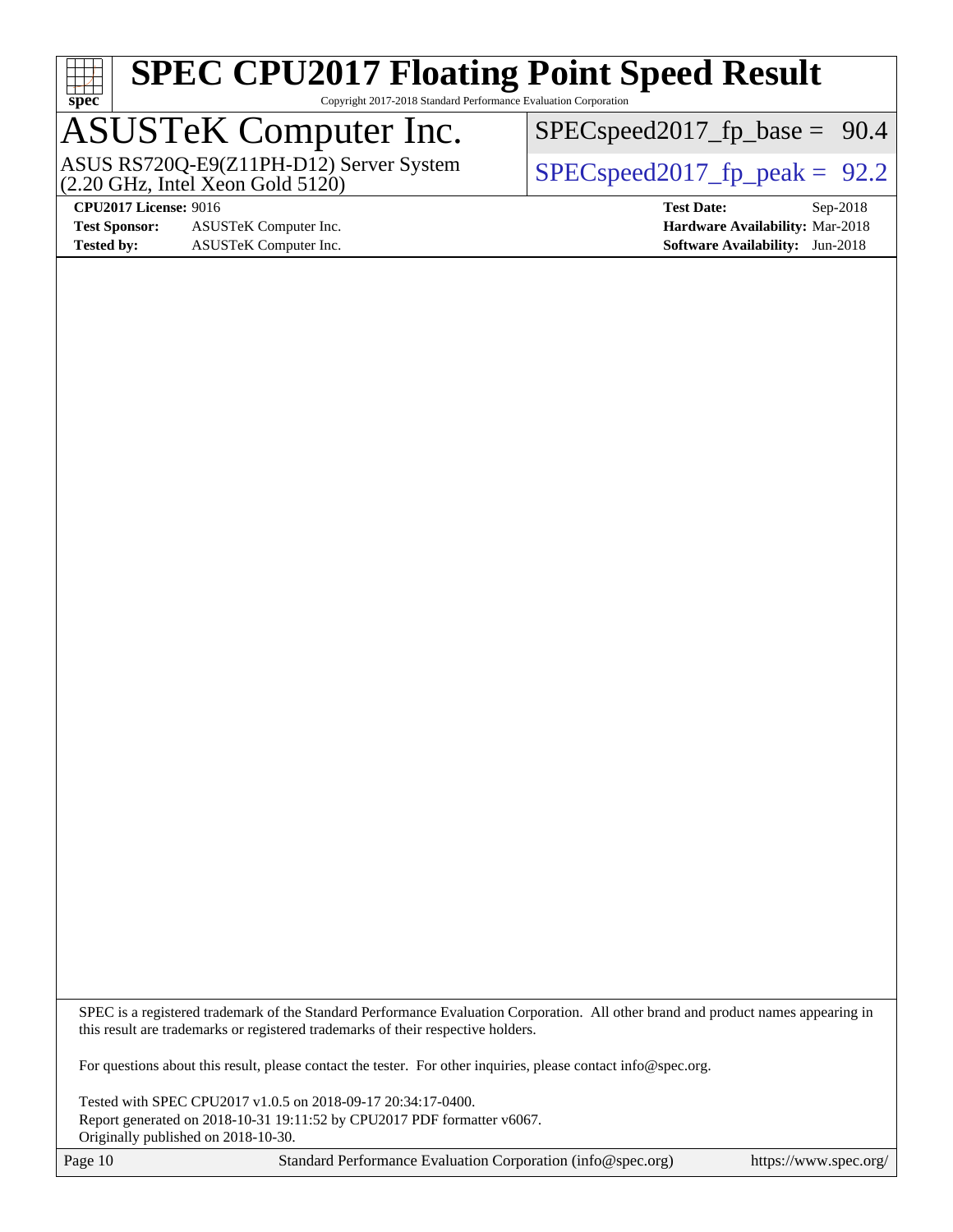SPEC is a registered trademark of the Standard Performance Evaluation Corporation. All other brand and product names appearing in this result are trademarks or registered trademarks of their respective holders.

For questions about this result, please contact the tester. For other inquiries, please contact info@spec.org.

Tested with SPEC CPU2017 v1.0.5 on 2018-09-17 20:34:17-0400.
Report generated on 2018-10-31 19:11:52 by CPU2017 PDF formatter v6067.
Originally published on 2018-10-30.